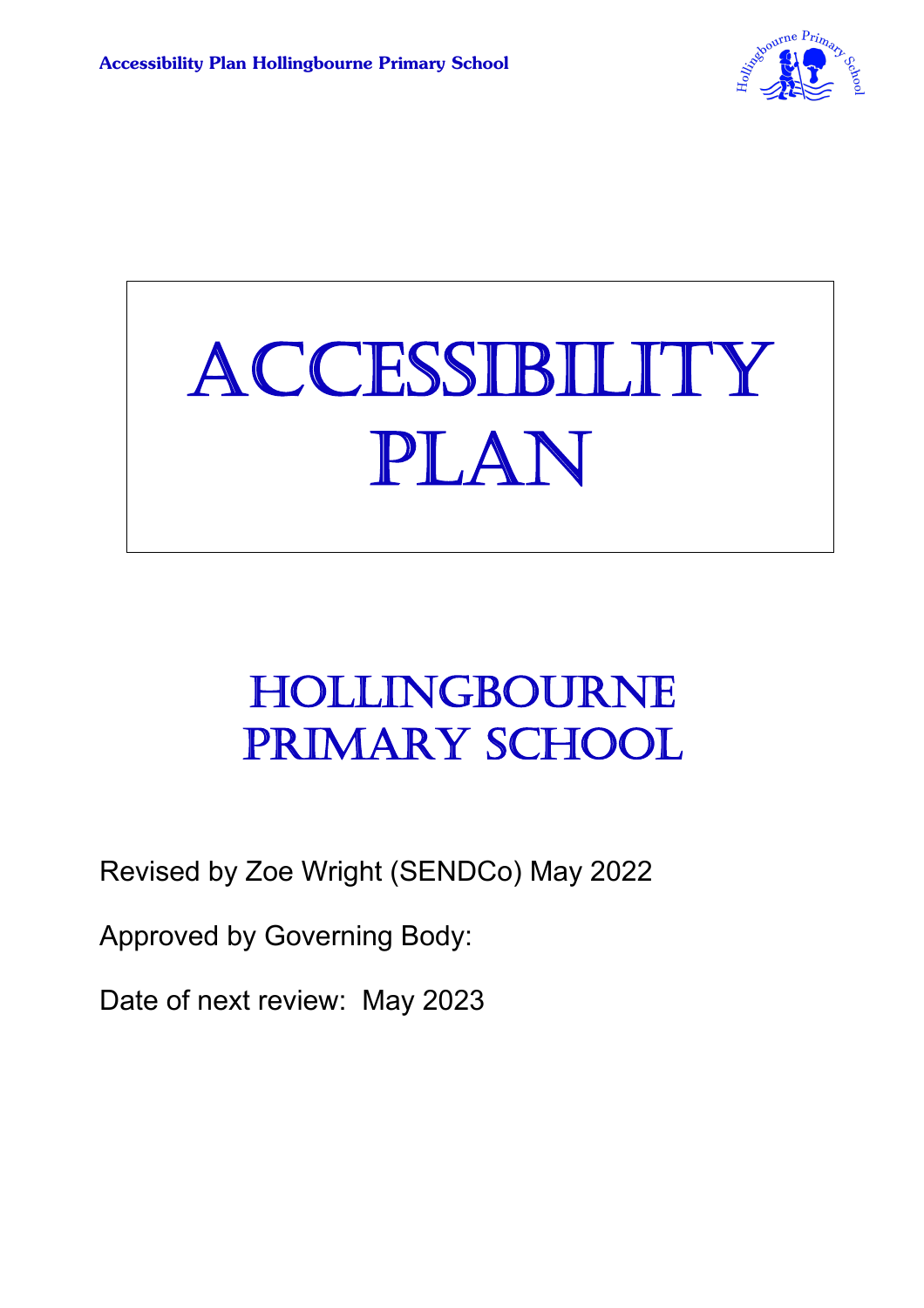# ACCESSIBILITY PLAN

## HOLLINGBOURNE PRIMARY SCHOOL

Revised by Zoe Wright (SENDCo) May 2022

Approved by Governing Body:

Date of next review: May 2023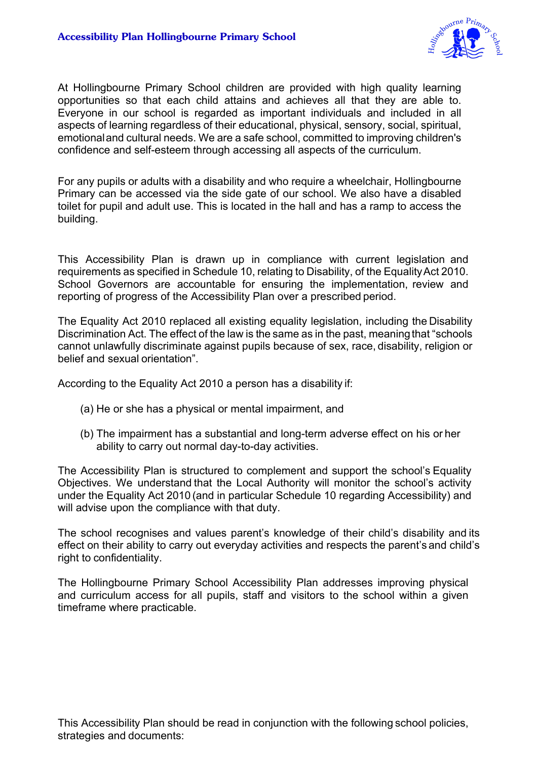At Hollingbourne Primary School children are provided with high quality learning opportunities so that each child attains and achieves all that they are able to. Everyone in our school is regarded as important individuals and included in all aspects of learning regardless of their educational, physical, sensory, social, spiritual, emotional and cultural needs. We are a safe school, committed to improving children's confidence and self-esteem through accessing all aspects of the curriculum.

For any pupils or adults with a disability and who require a wheelchair, Hollingbourne Primary can be accessed via the side gate of our school. We also have a disabled toilet for pupil and adult use. This is located in the hall and has a ramp to access the building.

This Accessibility Plan is drawn up in compliance with current legislation and requirements as specified in Schedule 10, relating to Disability, of the Equality Act 2010. School Governors are accountable for ensuring the implementation, review and reporting of progress of the Accessibility Plan over a prescribed period.

The Equality Act 2010 replaced all existing equality legislation, including the Disability Discrimination Act. The effect of the law is the same as in the past, meaning that "schools cannot unlawfully discriminate against pupils because of sex, race, disability, religion or belief and sexual orientation".

According to the Equality Act 2010 a person has a disability if:

(a) He or she has a physical or mental impairment, and

(b) The impairment has a substantial and long-term adverse effect on his or her ability to carry out normal day-to-day activities.

The Accessibility Plan is structured to complement and support the school's Equality Objectives. We understand that the Local Authority will monitor the school's activity under the Equality Act 2010 (and in particular Schedule 10 regarding Accessibility) and will advise upon the compliance with that duty.

The school recognises and values parent's knowledge of their child's disability and its effect on their ability to carry out everyday activities and respects the parent's and child's right to confidentiality.

The Hollingbourne Primary School Accessibility Plan addresses improving physical and curriculum access for all pupils, staff and visitors to the school within a given timeframe where practicable.

This Accessibility Plan should be read in conjunction with the following school policies, strategies and documents: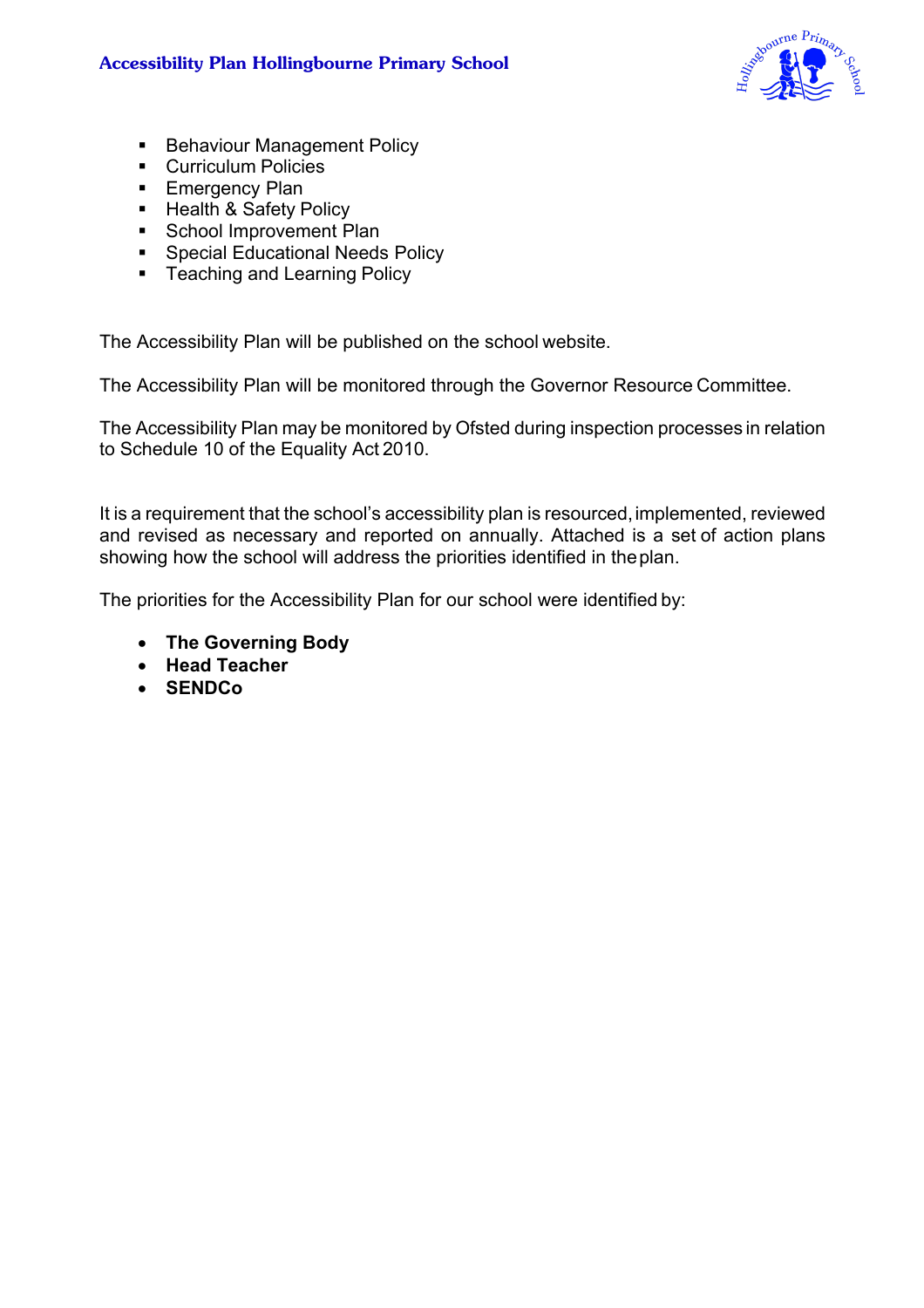- Behaviour Management Policy
- Curriculum Policies
- Emergency Plan
- Health & Safety Policy
- School Improvement Plan
- Special Educational Needs Policy
- Teaching and Learning Policy

The Accessibility Plan will be published on the school website.

The Accessibility Plan will be monitored through the Governor Resource Committee.

The Accessibility Plan may be monitored by Ofsted during inspection processes in relation to Schedule 10 of the Equality Act 2010.

It is a requirement that the school's accessibility plan is resourced, implemented, reviewed and revised as necessary and reported on annually. Attached is a set of action plans showing how the school will address the priorities identified in the plan.

The priorities for the Accessibility Plan for our school were identified by:

- **The Governing Body**
- **Head Teacher**
- **SENDCo**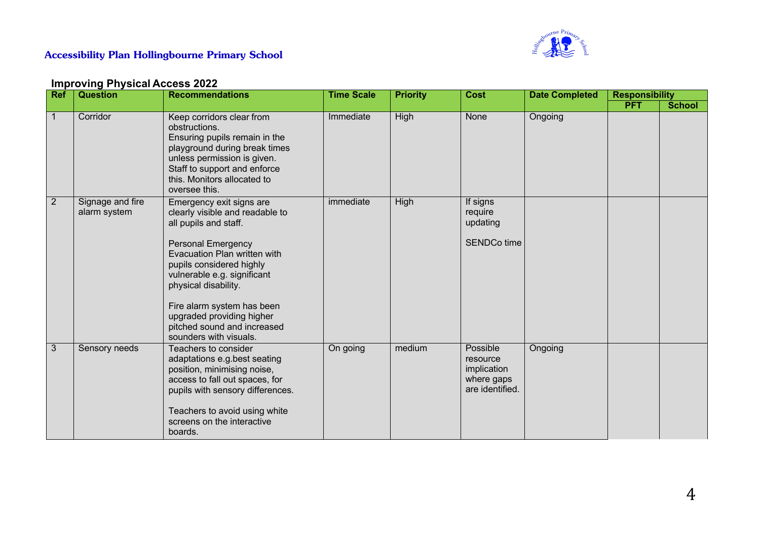## Accessibility Plan Hollingbourne Primary School

### Improving Physical Access 2022

| Ref | Question | Recommendations | Time Scale | Priority | Cost | Date Completed | Responsibility | |
|---|---|---|---|---|---|---|---|---|
| | | | | | | | PFT | School |
| 1 | Corridor | Keep corridors clear from obstructions.<br>Ensuring pupils remain in the playground during break times unless permission is given.<br>Staff to support and enforce this. Monitors allocated to oversee this. | Immediate | High | None | Ongoing | | |
| 2 | Signage and fire alarm system | Emergency exit signs are clearly visible and readable to all pupils and staff.<br><br>Personal Emergency Evacuation Plan written with pupils considered highly vulnerable e.g. significant physical disability.<br><br>Fire alarm system has been upgraded providing higher pitched sound and increased sounders with visuals. | immediate | High | If signs require updating<br><br>SENDCo time | | | |
| 3 | Sensory needs | Teachers to consider adaptations e.g.best seating position, minimising noise, access to fall out spaces, for pupils with sensory differences.<br><br>Teachers to avoid using white screens on the interactive boards. | On going | medium | Possible resource implication where gaps are identified. | Ongoing | | |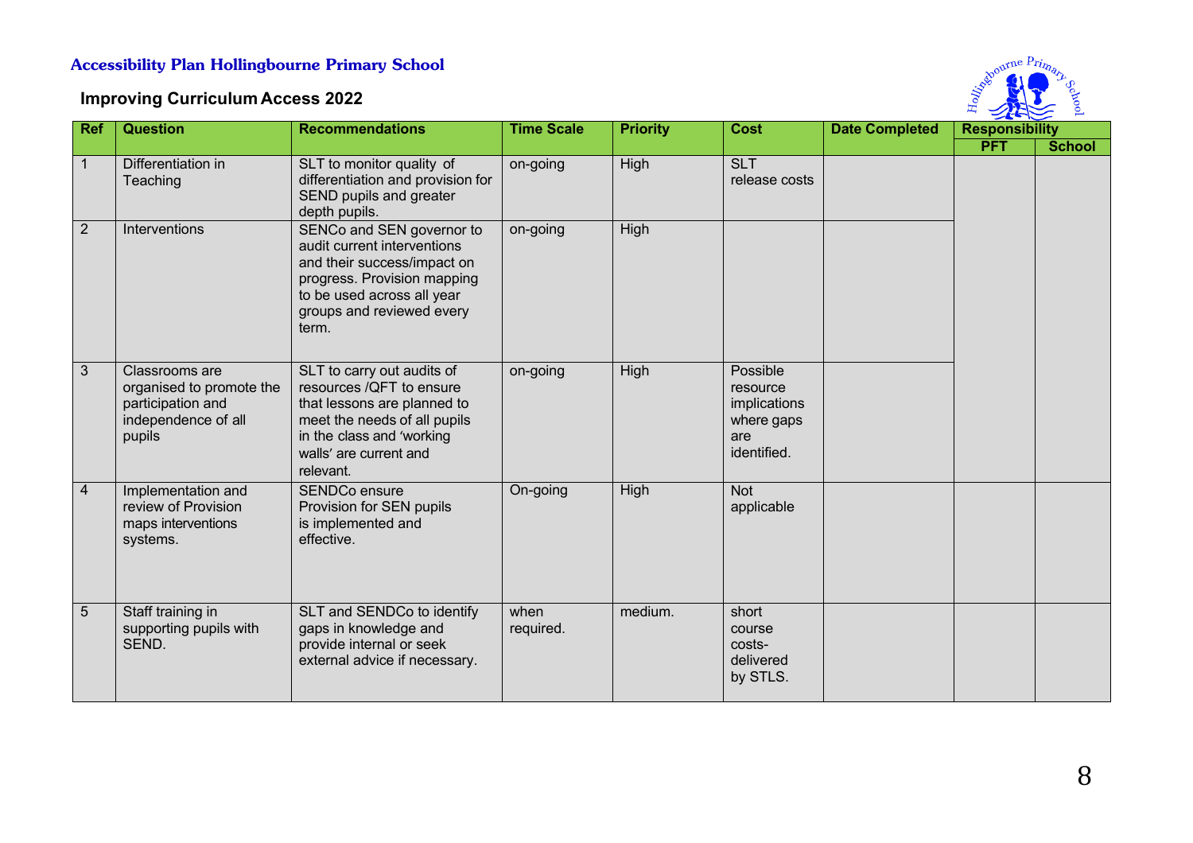**Accessibility Plan Hollingbourne Primary School**

## Improving Curriculum Access 2022

| Ref | Question | Recommendations | Time Scale | Priority | Cost | Date Completed | Responsibility | |
|---|---|---|---|---|---|---|---|---|
| | | | | | | | PFT | School |
| 1 | Differentiation in Teaching | SLT to monitor quality of differentiation and provision for SEND pupils and greater depth pupils. | on-going | High | SLT release costs | | | |
| 2 | Interventions | SENCo and SEN governor to audit current interventions and their success/impact on progress. Provision mapping to be used across all year groups and reviewed every term. | on-going | High | | | | |
| 3 | Classrooms are organised to promote the participation and independence of all pupils | SLT to carry out audits of resources /QFT to ensure that lessons are planned to meet the needs of all pupils in the class and 'working walls' are current and relevant. | on-going | High | Possible resource implications where gaps are identified. | | | |
| 4 | Implementation and review of Provision maps interventions systems. | SENDCo ensure Provision for SEN pupils is implemented and effective. | On-going | High | Not applicable | | | |
| 5 | Staff training in supporting pupils with SEND. | SLT and SENDCo to identify gaps in knowledge and provide internal or seek external advice if necessary. | when required. | medium. | short course costs- delivered by STLS. | | | |